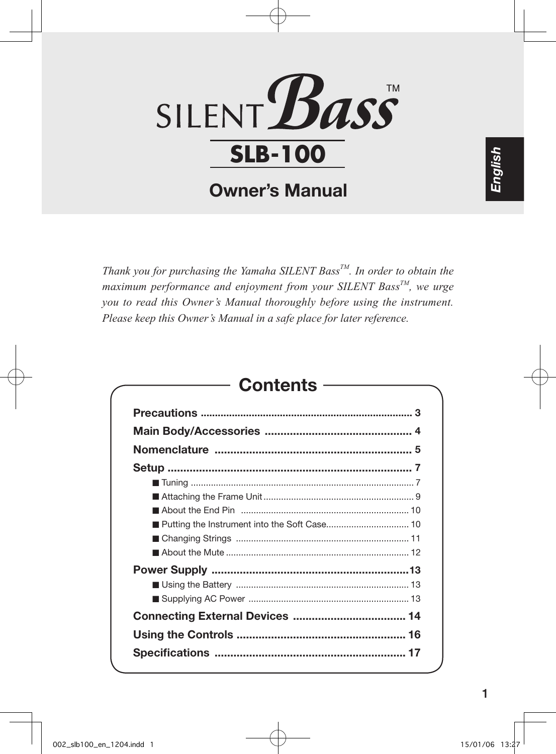# SILENT Bass™

## SLB-100

## Owner's Manual

English

*Thank you for purchasing the Yamaha SILENT Bass™. In order to obtain the maximum performance and enjoyment from your SILENT Bass™, we urge you to read this Owner's Manual thoroughly before using the instrument. Please keep this Owner's Manual in a safe place for later reference.*

## Contents

**Precautions** .......... 3

**Main Body/Accessories** .......... 4

**Nomenclature** .......... 5

**Setup** .......... 7

- ■ Tuning .......... 7
- ■ Attaching the Frame Unit .......... 9
- ■ About the End Pin .......... 10
- ■ Putting the Instrument into the Soft Case .......... 10
- ■ Changing Strings .......... 11
- ■ About the Mute .......... 12

**Power Supply** .......... 13

- ■ Using the Battery .......... 13
- ■ Supplying AC Power .......... 13

**Connecting External Devices** .......... 14

**Using the Controls** .......... 16

**Specifications** .......... 17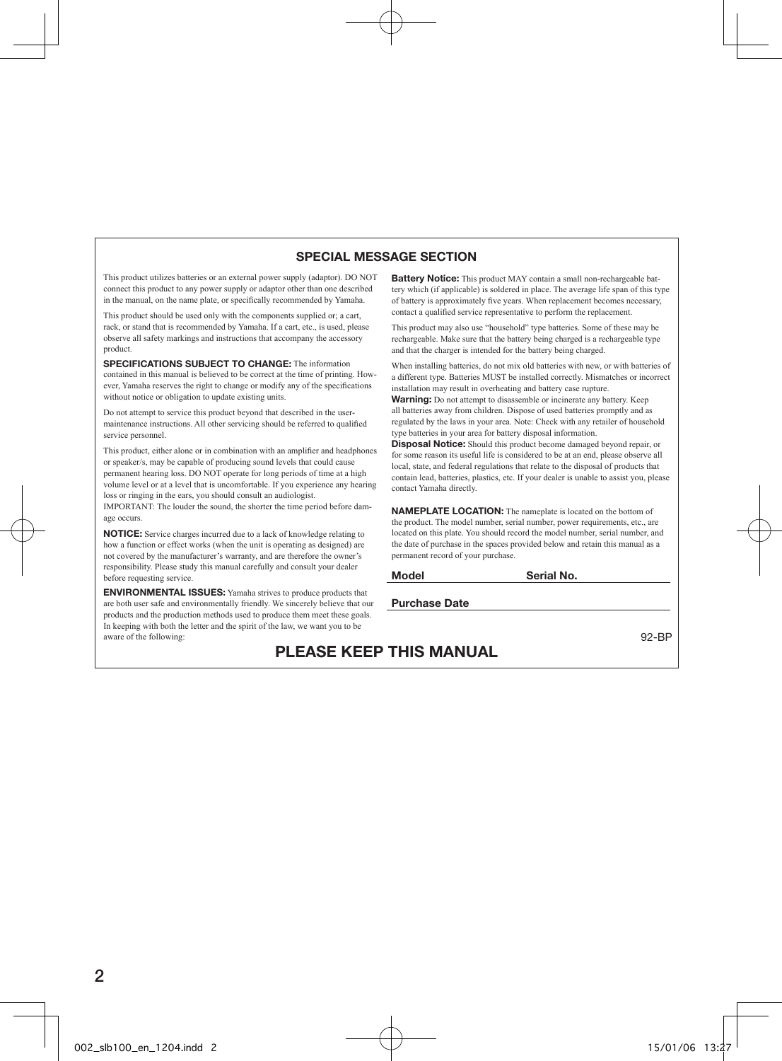## SPECIAL MESSAGE SECTION

This product utilizes batteries or an external power supply (adaptor). DO NOT connect this product to any power supply or adaptor other than one described in the manual, on the name plate, or specifically recommended by Yamaha.

This product should be used only with the components supplied or; a cart, rack, or stand that is recommended by Yamaha. If a cart, etc., is used, please observe all safety markings and instructions that accompany the accessory product.

**SPECIFICATIONS SUBJECT TO CHANGE:** The information contained in this manual is believed to be correct at the time of printing. However, Yamaha reserves the right to change or modify any of the specifications without notice or obligation to update existing units.

Do not attempt to service this product beyond that described in the user-maintenance instructions. All other servicing should be referred to qualified service personnel.

This product, either alone or in combination with an amplifier and headphones or speaker/s, may be capable of producing sound levels that could cause permanent hearing loss. DO NOT operate for long periods of time at a high volume level or at a level that is uncomfortable. If you experience any hearing loss or ringing in the ears, you should consult an audiologist.
IMPORTANT: The louder the sound, the shorter the time period before damage occurs.

**NOTICE:** Service charges incurred due to a lack of knowledge relating to how a function or effect works (when the unit is operating as designed) are not covered by the manufacturer's warranty, and are therefore the owner's responsibility. Please study this manual carefully and consult your dealer before requesting service.

**ENVIRONMENTAL ISSUES:** Yamaha strives to produce products that are both user safe and environmentally friendly. We sincerely believe that our products and the production methods used to produce them meet these goals. In keeping with both the letter and the spirit of the law, we want you to be aware of the following:

**Battery Notice:** This product MAY contain a small non-rechargeable battery which (if applicable) is soldered in place. The average life span of this type of battery is approximately five years. When replacement becomes necessary, contact a qualified service representative to perform the replacement.

This product may also use "household" type batteries. Some of these may be rechargeable. Make sure that the battery being charged is a rechargeable type and that the charger is intended for the battery being charged.

When installing batteries, do not mix old batteries with new, or with batteries of a different type. Batteries MUST be installed correctly. Mismatches or incorrect installation may result in overheating and battery case rupture.
**Warning:** Do not attempt to disassemble or incinerate any battery. Keep all batteries away from children. Dispose of used batteries promptly and as regulated by the laws in your area. Note: Check with any retailer of household type batteries in your area for battery disposal information.
**Disposal Notice:** Should this product become damaged beyond repair, or for some reason its useful life is considered to be at an end, please observe all local, state, and federal regulations that relate to the disposal of products that contain lead, batteries, plastics, etc. If your dealer is unable to assist you, please contact Yamaha directly.

**NAMEPLATE LOCATION:** The nameplate is located on the bottom of the product. The model number, serial number, power requirements, etc., are located on this plate. You should record the model number, serial number, and the date of purchase in the spaces provided below and retain this manual as a permanent record of your purchase.

**Model** \_\_\_\_\_\_\_\_\_\_ **Serial No.** \_\_\_\_\_\_\_\_\_\_

**Purchase Date** \_\_\_\_\_\_\_\_\_\_

92-BP

**PLEASE KEEP THIS MANUAL**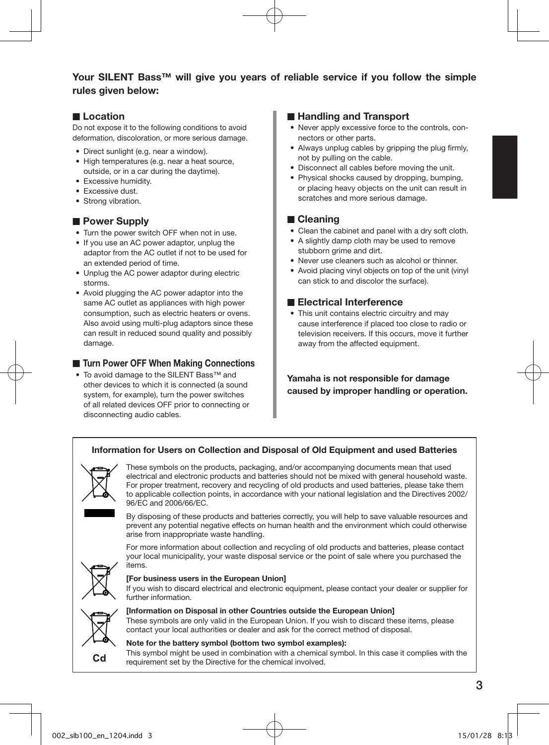**Your SILENT Bass™ will give you years of reliable service if you follow the simple rules given below:**

## ■ Location

Do not expose it to the following conditions to avoid deformation, discoloration, or more serious damage.

- Direct sunlight (e.g. near a window).
- High temperatures (e.g. near a heat source, outside, or in a car during the daytime).
- Excessive humidity.
- Excessive dust.
- Strong vibration.

## ■ Power Supply

- Turn the power switch OFF when not in use.
- If you use an AC power adaptor, unplug the adaptor from the AC outlet if not to be used for an extended period of time.
- Unplug the AC power adaptor during electric storms.
- Avoid plugging the AC power adaptor into the same AC outlet as appliances with high power consumption, such as electric heaters or ovens. Also avoid using multi-plug adaptors since these can result in reduced sound quality and possibly damage.

## ■ Turn Power OFF When Making Connections

- To avoid damage to the SILENT Bass™ and other devices to which it is connected (a sound system, for example), turn the power switches of all related devices OFF prior to connecting or disconnecting audio cables.

## ■ Handling and Transport

- Never apply excessive force to the controls, connectors or other parts.
- Always unplug cables by gripping the plug firmly, not by pulling on the cable.
- Disconnect all cables before moving the unit.
- Physical shocks caused by dropping, bumping, or placing heavy objects on the unit can result in scratches and more serious damage.

## ■ Cleaning

- Clean the cabinet and panel with a dry soft cloth.
- A slightly damp cloth may be used to remove stubborn grime and dirt.
- Never use cleaners such as alcohol or thinner.
- Avoid placing vinyl objects on top of the unit (vinyl can stick to and discolor the surface).

## ■ Electrical Interference

- This unit contains electric circuitry and may cause interference if placed too close to radio or television receivers. If this occurs, move it further away from the affected equipment.

**Yamaha is not responsible for damage caused by improper handling or operation.**

### Information for Users on Collection and Disposal of Old Equipment and used Batteries

These symbols on the products, packaging, and/or accompanying documents mean that used electrical and electronic products and batteries should not be mixed with general household waste. For proper treatment, recovery and recycling of old products and used batteries, please take them to applicable collection points, in accordance with your national legislation and the Directives 2002/96/EC and 2006/66/EC.

By disposing of these products and batteries correctly, you will help to save valuable resources and prevent any potential negative effects on human health and the environment which could otherwise arise from inappropriate waste handling.

For more information about collection and recycling of old products and batteries, please contact your local municipality, your waste disposal service or the point of sale where you purchased the items.

**[For business users in the European Union]**
If you wish to discard electrical and electronic equipment, please contact your dealer or supplier for further information.

**[Information on Disposal in other Countries outside the European Union]**
These symbols are only valid in the European Union. If you wish to discard these items, please contact your local authorities or dealer and ask for the correct method of disposal.

**Note for the battery symbol (bottom two symbol examples):**
This symbol might be used in combination with a chemical symbol. In this case it complies with the requirement set by the Directive for the chemical involved.

Cd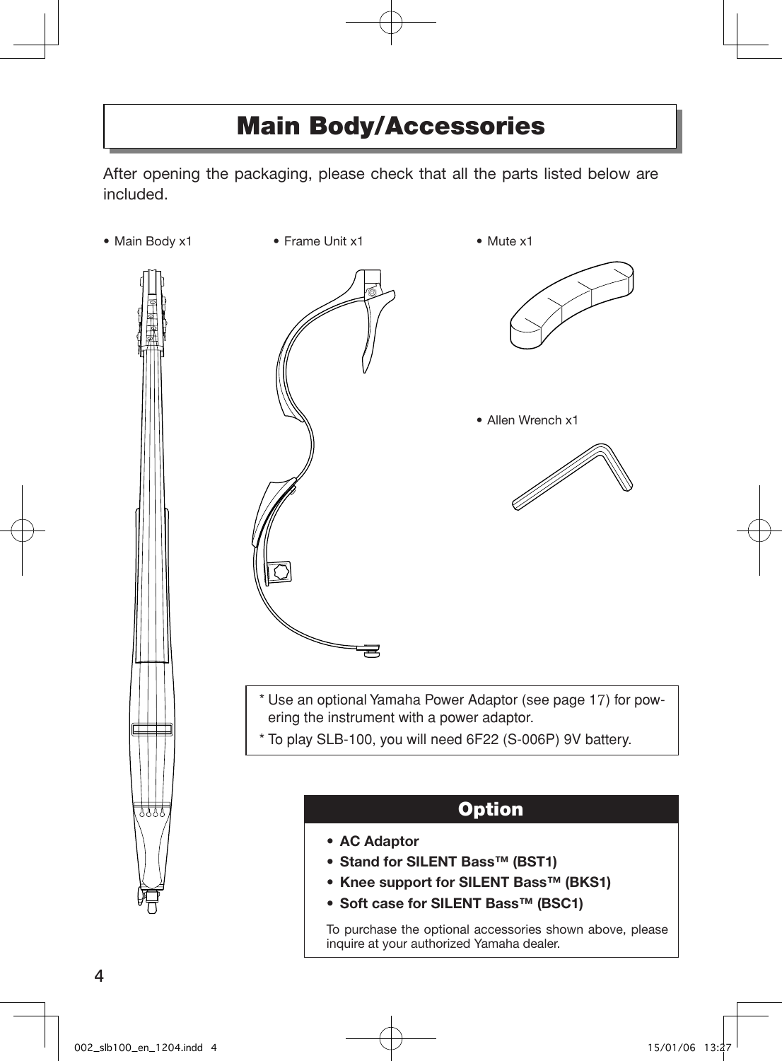# Main Body/Accessories

After opening the packaging, please check that all the parts listed below are included.

- Main Body x1
- Frame Unit x1
- Mute x1
- Allen Wrench x1

* Use an optional Yamaha Power Adaptor (see page 17) for powering the instrument with a power adaptor.
* To play SLB-100, you will need 6F22 (S-006P) 9V battery.

## Option

- **AC Adaptor**
- **Stand for SILENT Bass™ (BST1)**
- **Knee support for SILENT Bass™ (BKS1)**
- **Soft case for SILENT Bass™ (BSC1)**

To purchase the optional accessories shown above, please inquire at your authorized Yamaha dealer.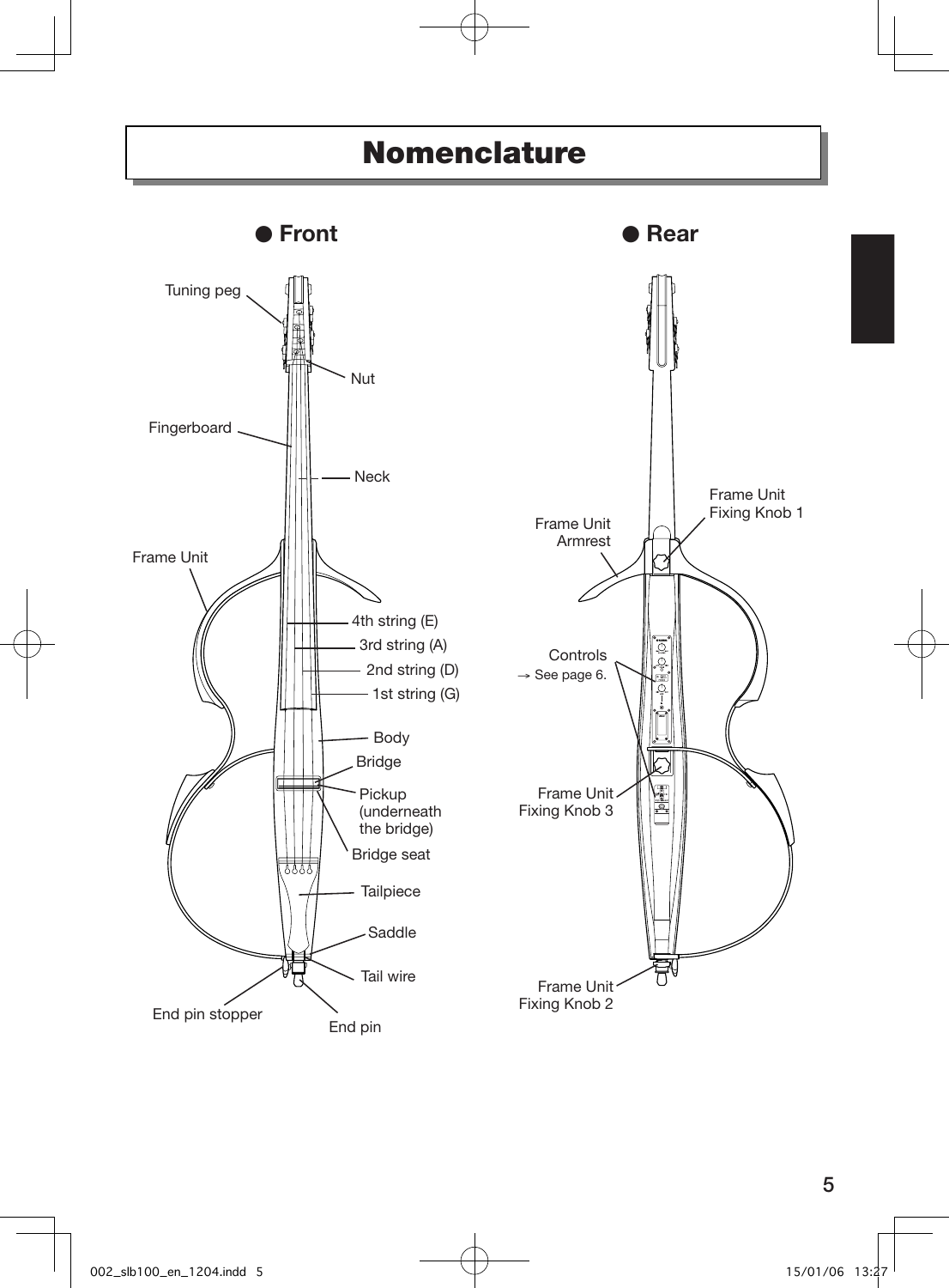# Nomenclature

## ● Front

- Tuning peg
- Nut
- Fingerboard
- Neck
- Frame Unit
- 4th string (E)
- 3rd string (A)
- 2nd string (D)
- 1st string (G)
- Body
- Bridge
- Pickup (underneath the bridge)
- Bridge seat
- Tailpiece
- Saddle
- Tail wire
- End pin stopper
- End pin

## ● Rear

- Frame Unit Fixing Knob 1
- Frame Unit Armrest
- Controls → See page 6.
- Frame Unit Fixing Knob 3
- Frame Unit Fixing Knob 2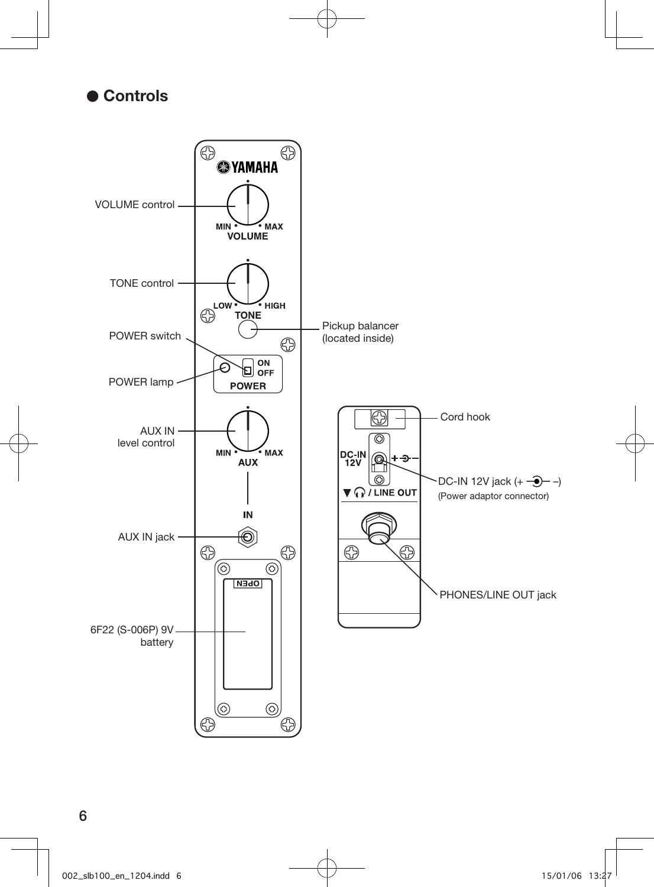## ● Controls

VOLUME control

TONE control

POWER switch

POWER lamp

AUX IN
level control

AUX IN jack

6F22 (S-006P) 9V
battery

Pickup balancer
(located inside)

Cord hook

DC-IN 12V jack (+ –)
(Power adaptor connector)

PHONES/LINE OUT jack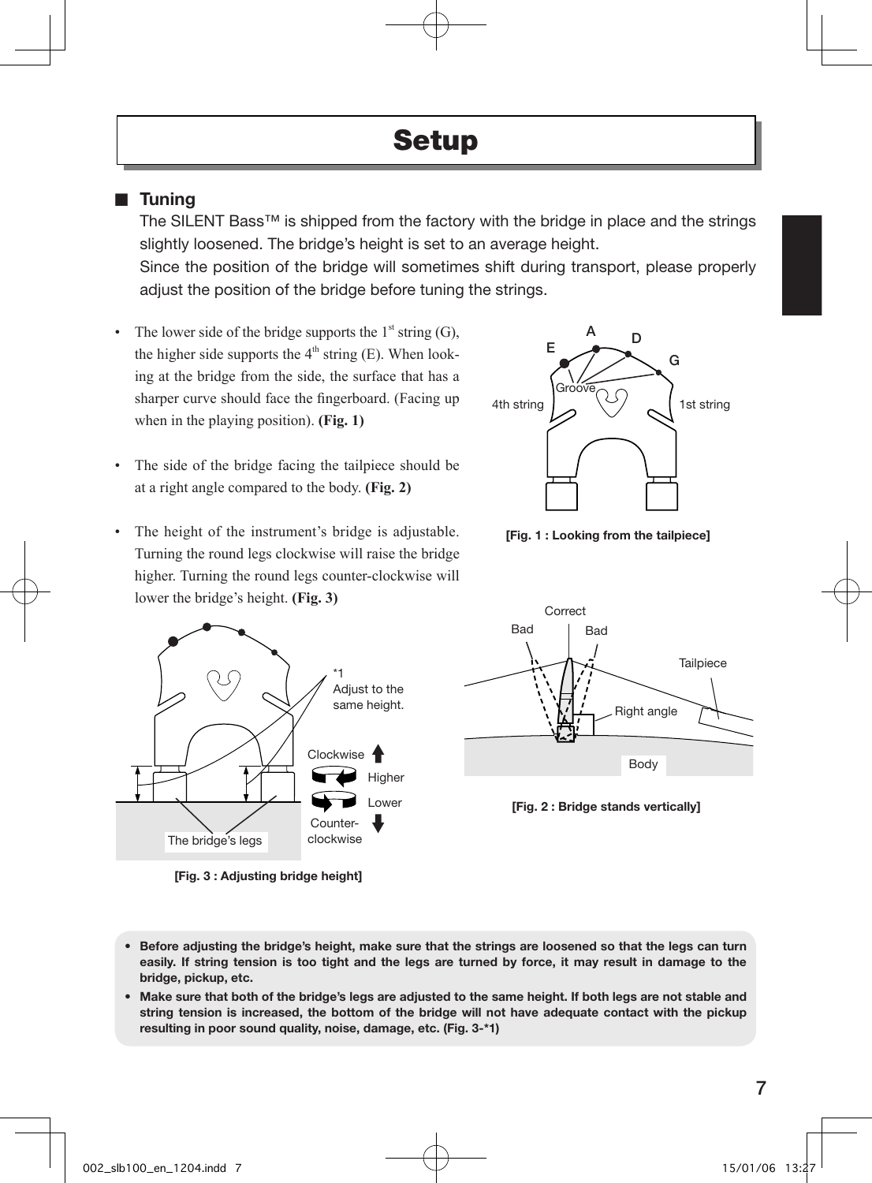# Setup

## ■ Tuning

The SILENT Bass™ is shipped from the factory with the bridge in place and the strings slightly loosened. The bridge's height is set to an average height.

Since the position of the bridge will sometimes shift during transport, please properly adjust the position of the bridge before tuning the strings.

- The lower side of the bridge supports the 1st string (G), the higher side supports the 4th string (E). When looking at the bridge from the side, the surface that has a sharper curve should face the fingerboard. (Facing up when in the playing position). **(Fig. 1)**
- The side of the bridge facing the tailpiece should be at a right angle compared to the body. **(Fig. 2)**
- The height of the instrument's bridge is adjustable. Turning the round legs clockwise will raise the bridge higher. Turning the round legs counter-clockwise will lower the bridge's height. **(Fig. 3)**

E A D G
Groove
4th string
1st string

**[Fig. 1 : Looking from the tailpiece]**

Correct
Bad
Bad
Tailpiece
Right angle
Body

**[Fig. 2 : Bridge stands vertically]**

*1
Adjust to the same height.
Clockwise
Higher
Lower
Counter-clockwise
The bridge's legs

**[Fig. 3 : Adjusting bridge height]**

- **Before adjusting the bridge's height, make sure that the strings are loosened so that the legs can turn easily. If string tension is too tight and the legs are turned by force, it may result in damage to the bridge, pickup, etc.**
- **Make sure that both of the bridge's legs are adjusted to the same height. If both legs are not stable and string tension is increased, the bottom of the bridge will not have adequate contact with the pickup resulting in poor sound quality, noise, damage, etc. (Fig. 3-*1)**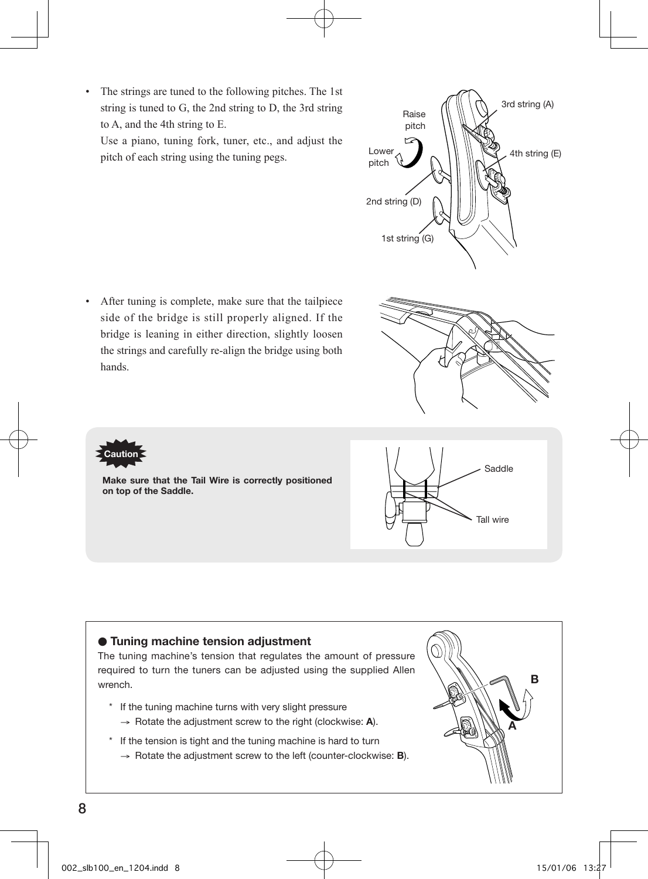- The strings are tuned to the following pitches. The 1st string is tuned to G, the 2nd string to D, the 3rd string to A, and the 4th string to E.

  Use a piano, tuning fork, tuner, etc., and adjust the pitch of each string using the tuning pegs.

- After tuning is complete, make sure that the tailpiece side of the bridge is still properly aligned. If the bridge is leaning in either direction, slightly loosen the strings and carefully re-align the bridge using both hands.

**Caution**

**Make sure that the Tail Wire is correctly positioned on top of the Saddle.**

### ● Tuning machine tension adjustment

The tuning machine's tension that regulates the amount of pressure required to turn the tuners can be adjusted using the supplied Allen wrench.

\* If the tuning machine turns with very slight pressure
→ Rotate the adjustment screw to the right (clockwise: **A**).

\* If the tension is tight and the tuning machine is hard to turn
→ Rotate the adjustment screw to the left (counter-clockwise: **B**).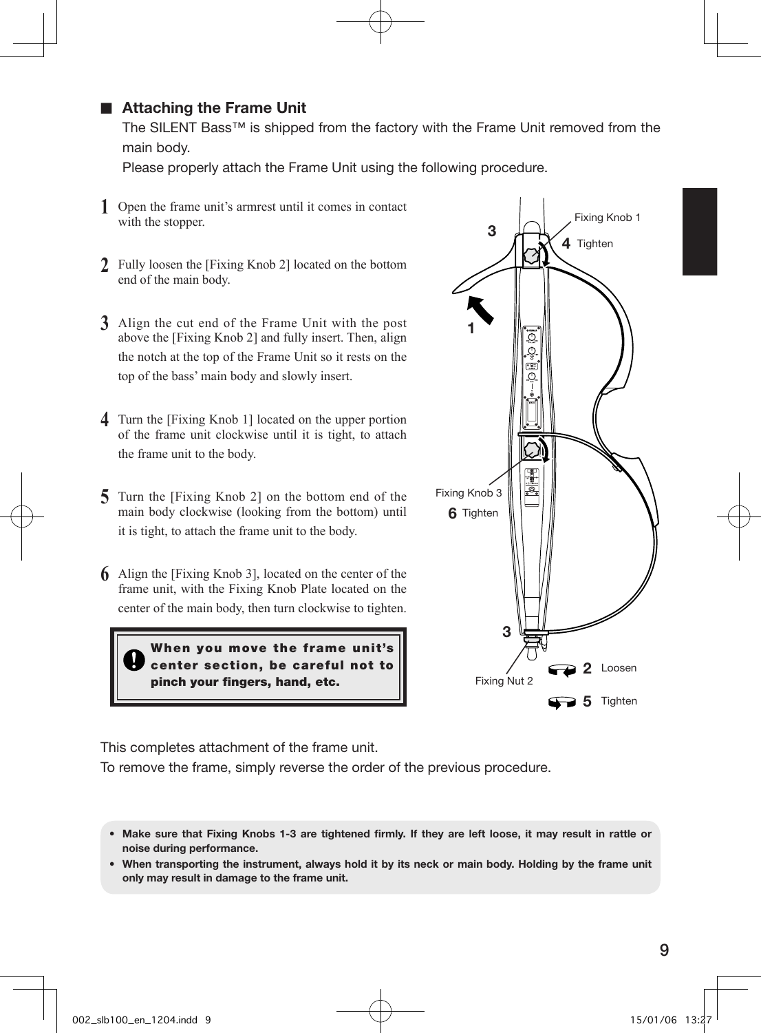## ■ Attaching the Frame Unit

The SILENT Bass™ is shipped from the factory with the Frame Unit removed from the main body.

Please properly attach the Frame Unit using the following procedure.

1. Open the frame unit's armrest until it comes in contact with the stopper.
2. Fully loosen the [Fixing Knob 2] located on the bottom end of the main body.
3. Align the cut end of the Frame Unit with the post above the [Fixing Knob 2] and fully insert. Then, align the notch at the top of the Frame Unit so it rests on the top of the bass' main body and slowly insert.
4. Turn the [Fixing Knob 1] located on the upper portion of the frame unit clockwise until it is tight, to attach the frame unit to the body.
5. Turn the [Fixing Knob 2] on the bottom end of the main body clockwise (looking from the bottom) until it is tight, to attach the frame unit to the body.
6. Align the [Fixing Knob 3], located on the center of the frame unit, with the Fixing Knob Plate located on the center of the main body, then turn clockwise to tighten.

> **When you move the frame unit's center section, be careful not to pinch your fingers, hand, etc.**

Fixing Knob 1
4 Tighten
Fixing Knob 3
6 Tighten
Fixing Nut 2
2 Loosen
5 Tighten

This completes attachment of the frame unit.
To remove the frame, simply reverse the order of the previous procedure.

- **Make sure that Fixing Knobs 1-3 are tightened firmly. If they are left loose, it may result in rattle or noise during performance.**
- **When transporting the instrument, always hold it by its neck or main body. Holding by the frame unit only may result in damage to the frame unit.**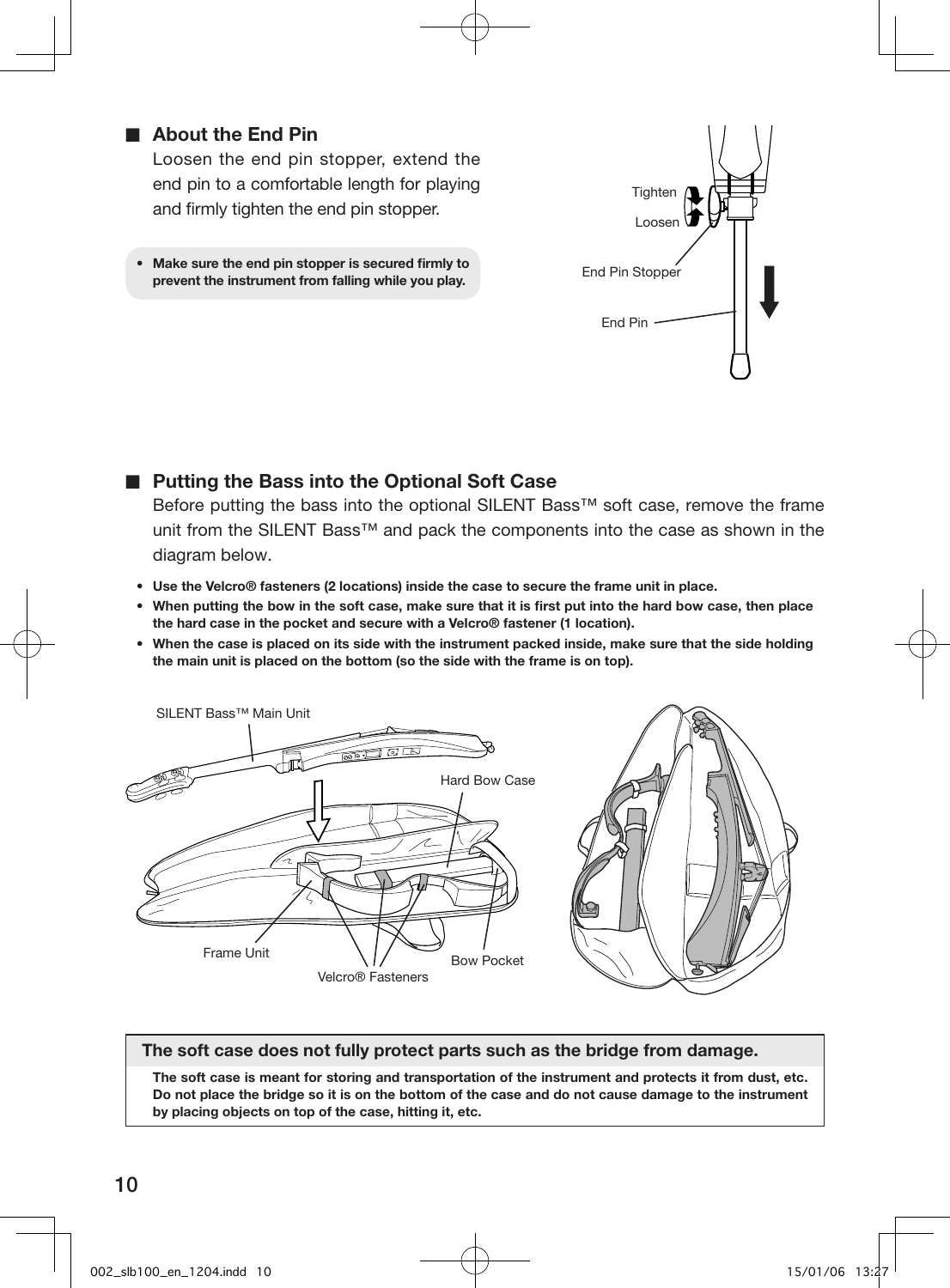## About the End Pin

Loosen the end pin stopper, extend the end pin to a comfortable length for playing and firmly tighten the end pin stopper.

- **Make sure the end pin stopper is secured firmly to prevent the instrument from falling while you play.**

Tighten

Loosen

End Pin Stopper

End Pin

## Putting the Bass into the Optional Soft Case

Before putting the bass into the optional SILENT Bass™ soft case, remove the frame unit from the SILENT Bass™ and pack the components into the case as shown in the diagram below.

- **Use the Velcro® fasteners (2 locations) inside the case to secure the frame unit in place.**
- **When putting the bow in the soft case, make sure that it is first put into the hard bow case, then place the hard case in the pocket and secure with a Velcro® fastener (1 location).**
- **When the case is placed on its side with the instrument packed inside, make sure that the side holding the main unit is placed on the bottom (so the side with the frame is on top).**

SILENT Bass™ Main Unit

Hard Bow Case

Frame Unit

Velcro® Fasteners

Bow Pocket

**The soft case does not fully protect parts such as the bridge from damage.**

**The soft case is meant for storing and transportation of the instrument and protects it from dust, etc. Do not place the bridge so it is on the bottom of the case and do not cause damage to the instrument by placing objects on top of the case, hitting it, etc.**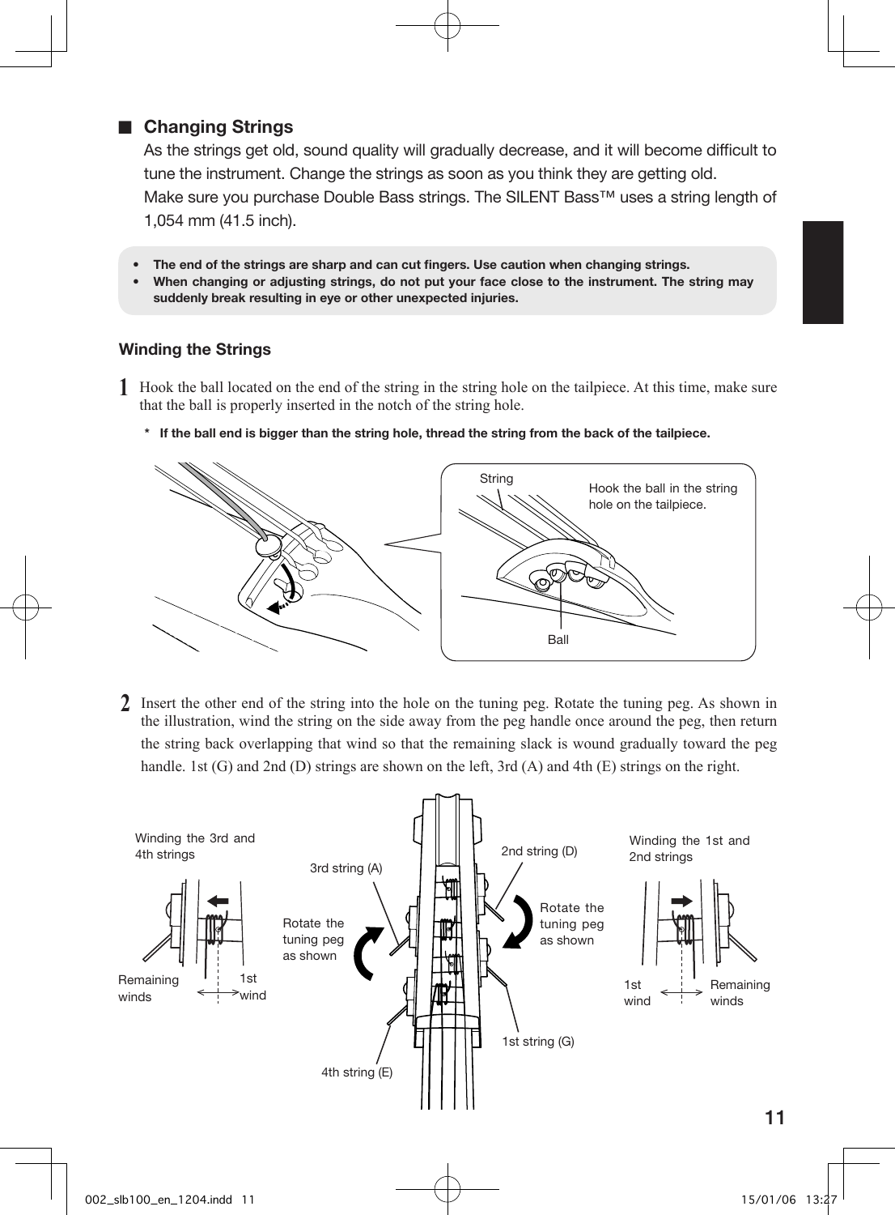## ■ Changing Strings

As the strings get old, sound quality will gradually decrease, and it will become difficult to tune the instrument. Change the strings as soon as you think they are getting old.

Make sure you purchase Double Bass strings. The SILENT Bass™ uses a string length of 1,054 mm (41.5 inch).

- **The end of the strings are sharp and can cut fingers. Use caution when changing strings.**
- **When changing or adjusting strings, do not put your face close to the instrument. The string may suddenly break resulting in eye or other unexpected injuries.**

### Winding the Strings

**1** Hook the ball located on the end of the string in the string hole on the tailpiece. At this time, make sure that the ball is properly inserted in the notch of the string hole.

\* **If the ball end is bigger than the string hole, thread the string from the back of the tailpiece.**

String

Hook the ball in the string hole on the tailpiece.

Ball

**2** Insert the other end of the string into the hole on the tuning peg. Rotate the tuning peg. As shown in the illustration, wind the string on the side away from the peg handle once around the peg, then return the string back overlapping that wind so that the remaining slack is wound gradually toward the peg handle. 1st (G) and 2nd (D) strings are shown on the left, 3rd (A) and 4th (E) strings on the right.

Winding the 3rd and 4th strings

Remaining winds

1st wind

3rd string (A)

Rotate the tuning peg as shown

4th string (E)

2nd string (D)

Rotate the tuning peg as shown

1st string (G)

Winding the 1st and 2nd strings

1st wind

Remaining winds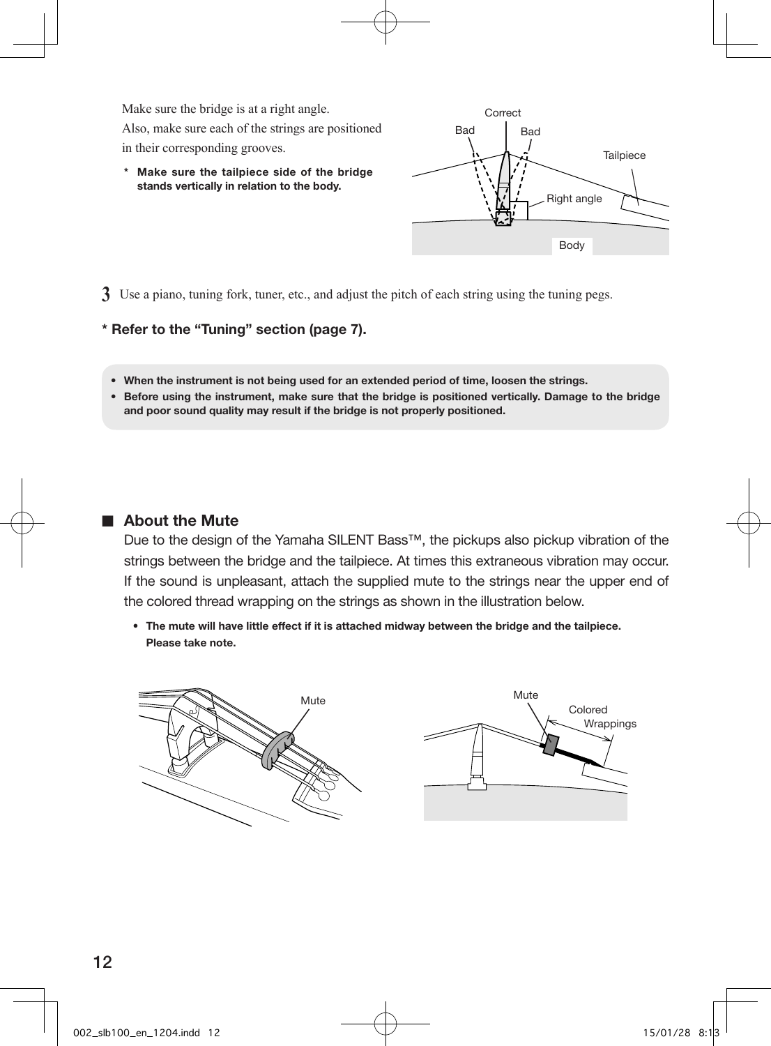Make sure the bridge is at a right angle.
Also, make sure each of the strings are positioned in their corresponding grooves.

\* **Make sure the tailpiece side of the bridge stands vertically in relation to the body.**

**3** Use a piano, tuning fork, tuner, etc., and adjust the pitch of each string using the tuning pegs.

**\* Refer to the "Tuning" section (page 7).**

- **When the instrument is not being used for an extended period of time, loosen the strings.**
- **Before using the instrument, make sure that the bridge is positioned vertically. Damage to the bridge and poor sound quality may result if the bridge is not properly positioned.**

## ■ About the Mute

Due to the design of the Yamaha SILENT Bass™, the pickups also pickup vibration of the strings between the bridge and the tailpiece. At times this extraneous vibration may occur. If the sound is unpleasant, attach the supplied mute to the strings near the upper end of the colored thread wrapping on the strings as shown in the illustration below.

- **The mute will have little effect if it is attached midway between the bridge and the tailpiece. Please take note.**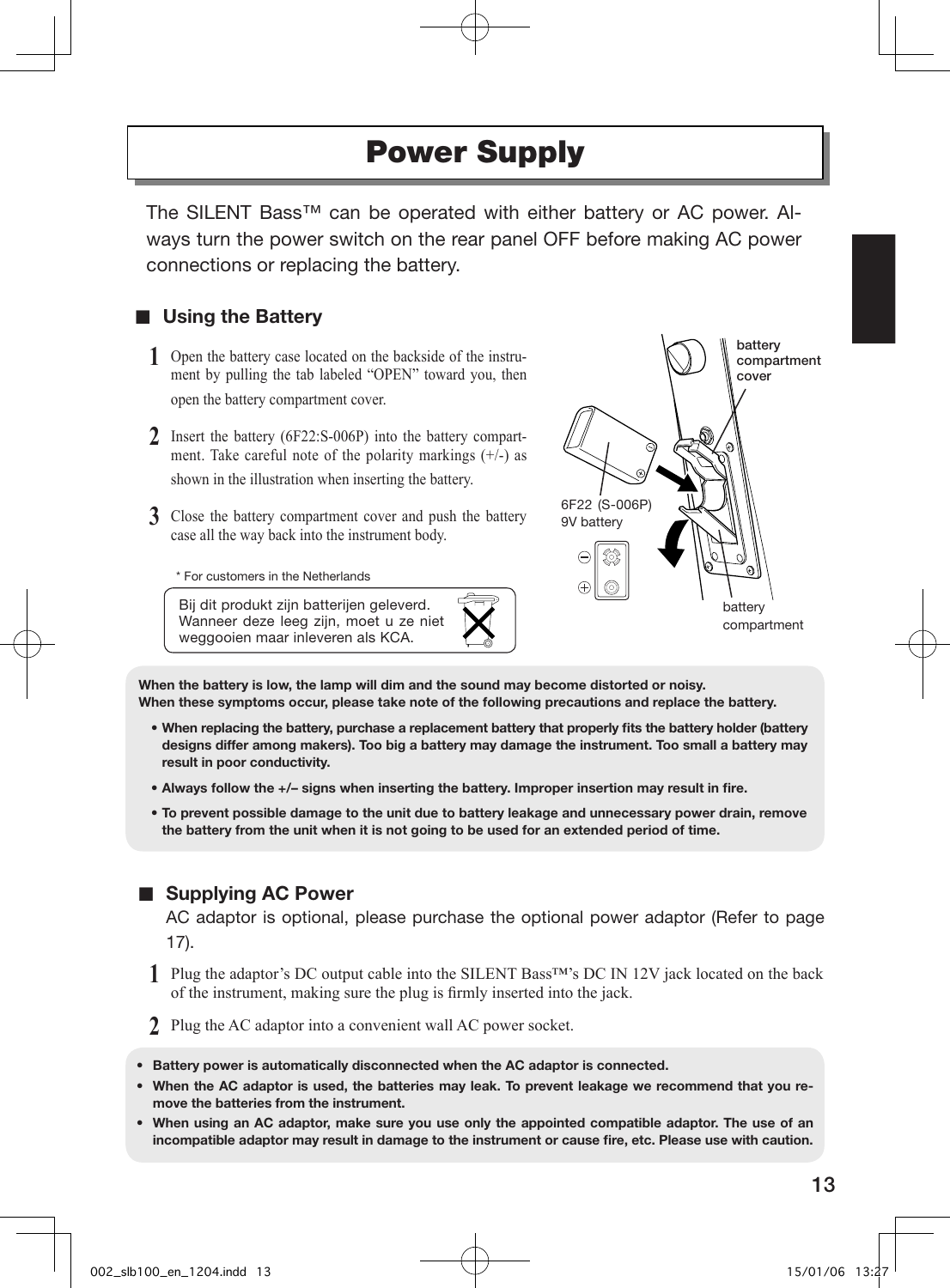# Power Supply

The SILENT Bass™ can be operated with either battery or AC power. Always turn the power switch on the rear panel OFF before making AC power connections or replacing the battery.

## ■ Using the Battery

1. Open the battery case located on the backside of the instrument by pulling the tab labeled "OPEN" toward you, then open the battery compartment cover.
2. Insert the battery (6F22:S-006P) into the battery compartment. Take careful note of the polarity markings (+/-) as shown in the illustration when inserting the battery.
3. Close the battery compartment cover and push the battery case all the way back into the instrument body.

battery compartment cover

6F22 (S-006P) 9V battery

battery compartment

* For customers in the Netherlands

Bij dit produkt zijn batterijen geleverd. Wanneer deze leeg zijn, moet u ze niet weggooien maar inleveren als KCA.

**When the battery is low, the lamp will dim and the sound may become distorted or noisy.**
**When these symptoms occur, please take note of the following precautions and replace the battery.**

- **When replacing the battery, purchase a replacement battery that properly fits the battery holder (battery designs differ among makers). Too big a battery may damage the instrument. Too small a battery may result in poor conductivity.**
- **Always follow the +/– signs when inserting the battery. Improper insertion may result in fire.**
- **To prevent possible damage to the unit due to battery leakage and unnecessary power drain, remove the battery from the unit when it is not going to be used for an extended period of time.**

## ■ Supplying AC Power

AC adaptor is optional, please purchase the optional power adaptor (Refer to page 17).

1. Plug the adaptor's DC output cable into the SILENT Bass™'s DC IN 12V jack located on the back of the instrument, making sure the plug is firmly inserted into the jack.
2. Plug the AC adaptor into a convenient wall AC power socket.

- **Battery power is automatically disconnected when the AC adaptor is connected.**
- **When the AC adaptor is used, the batteries may leak. To prevent leakage we recommend that you remove the batteries from the instrument.**
- **When using an AC adaptor, make sure you use only the appointed compatible adaptor. The use of an incompatible adaptor may result in damage to the instrument or cause fire, etc. Please use with caution.**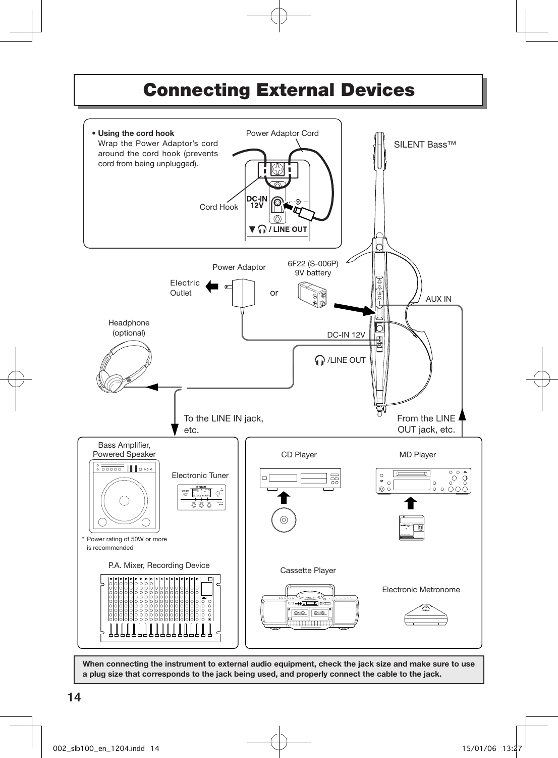# Connecting External Devices

- **Using the cord hook**
  Wrap the Power Adaptor's cord around the cord hook (prevents cord from being unplugged).

Power Adaptor Cord

Cord Hook

DC-IN 12V

/ LINE OUT

SILENT Bass™

Power Adaptor

6F22 (S-006P) 9V battery

Electric Outlet

or

AUX IN

Headphone (optional)

DC-IN 12V

/LINE OUT

To the LINE IN jack, etc.

From the LINE OUT jack, etc.

Bass Amplifier, Powered Speaker

Electronic Tuner

\* Power rating of 50W or more is recommended

P.A. Mixer, Recording Device

CD Player

MD Player

Cassette Player

Electronic Metronome

**When connecting the instrument to external audio equipment, check the jack size and make sure to use a plug size that corresponds to the jack being used, and properly connect the cable to the jack.**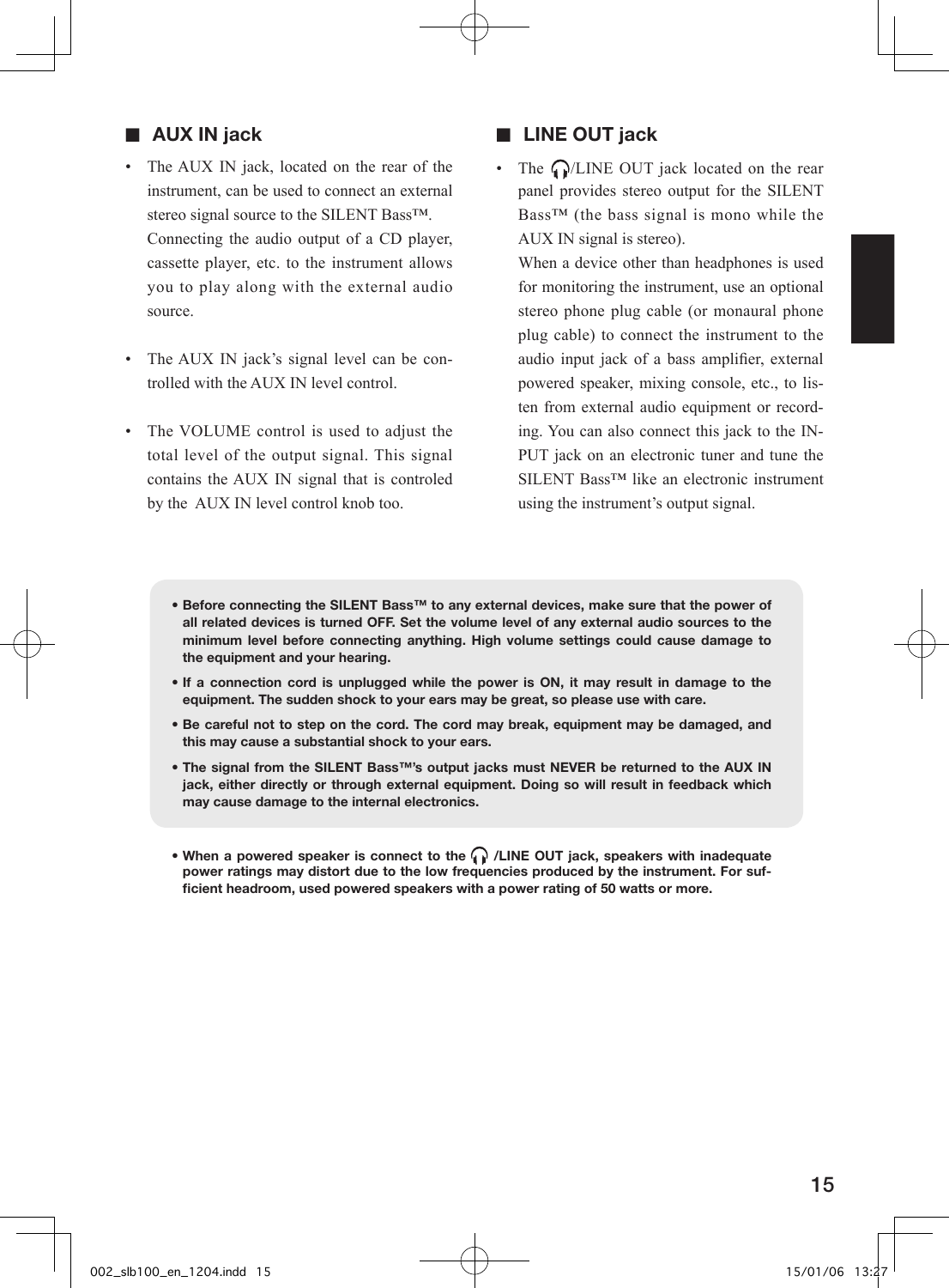## ■ AUX IN jack

- The AUX IN jack, located on the rear of the instrument, can be used to connect an external stereo signal source to the SILENT Bass™. Connecting the audio output of a CD player, cassette player, etc. to the instrument allows you to play along with the external audio source.
- The AUX IN jack's signal level can be controlled with the AUX IN level control.
- The VOLUME control is used to adjust the total level of the output signal. This signal contains the AUX IN signal that is controled by the AUX IN level control knob too.

## ■ LINE OUT jack

- The 🎧/LINE OUT jack located on the rear panel provides stereo output for the SILENT Bass™ (the bass signal is mono while the AUX IN signal is stereo).
  When a device other than headphones is used for monitoring the instrument, use an optional stereo phone plug cable (or monaural phone plug cable) to connect the instrument to the audio input jack of a bass amplifier, external powered speaker, mixing console, etc., to listen from external audio equipment or recording. You can also connect this jack to the INPUT jack on an electronic tuner and tune the SILENT Bass™ like an electronic instrument using the instrument's output signal.

- **Before connecting the SILENT Bass™ to any external devices, make sure that the power of all related devices is turned OFF. Set the volume level of any external audio sources to the minimum level before connecting anything. High volume settings could cause damage to the equipment and your hearing.**
- **If a connection cord is unplugged while the power is ON, it may result in damage to the equipment. The sudden shock to your ears may be great, so please use with care.**
- **Be careful not to step on the cord. The cord may break, equipment may be damaged, and this may cause a substantial shock to your ears.**
- **The signal from the SILENT Bass™'s output jacks must NEVER be returned to the AUX IN jack, either directly or through external equipment. Doing so will result in feedback which may cause damage to the internal electronics.**

- **When a powered speaker is connect to the 🎧 /LINE OUT jack, speakers with inadequate power ratings may distort due to the low frequencies produced by the instrument. For sufficient headroom, used powered speakers with a power rating of 50 watts or more.**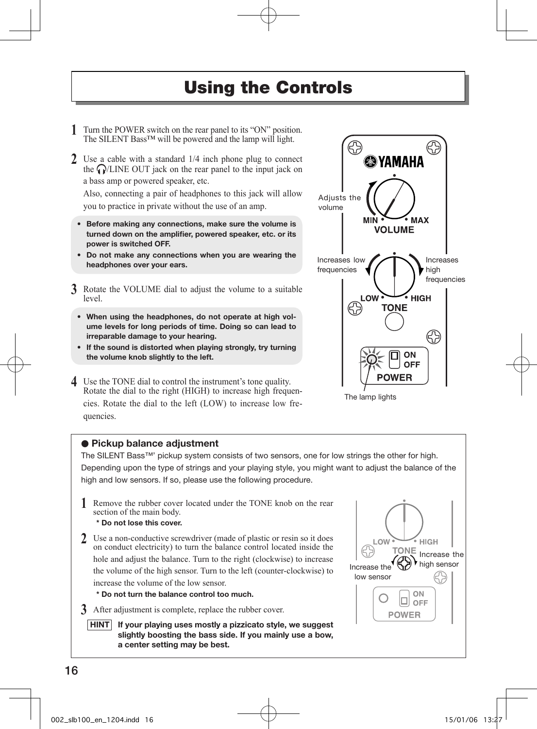# Using the Controls

1. Turn the POWER switch on the rear panel to its "ON" position. The SILENT Bass™ will be powered and the lamp will light.

2. Use a cable with a standard 1/4 inch phone plug to connect the 🎧/LINE OUT jack on the rear panel to the input jack on a bass amp or powered speaker, etc.
   Also, connecting a pair of headphones to this jack will allow you to practice in private without the use of an amp.

- **Before making any connections, make sure the volume is turned down on the amplifier, powered speaker, etc. or its power is switched OFF.**
- **Do not make any connections when you are wearing the headphones over your ears.**

3. Rotate the VOLUME dial to adjust the volume to a suitable level.

- **When using the headphones, do not operate at high volume levels for long periods of time. Doing so can lead to irreparable damage to your hearing.**
- **If the sound is distorted when playing strongly, try turning the volume knob slightly to the left.**

4. Use the TONE dial to control the instrument's tone quality. Rotate the dial to the right (HIGH) to increase high frequencies. Rotate the dial to the left (LOW) to increase low frequencies.

YAMAHA

Adjusts the volume — MIN MAX VOLUME

Increases low frequencies — LOW HIGH TONE — Increases high frequencies

ON OFF POWER

The lamp lights

## ● Pickup balance adjustment

The SILENT Bass™' pickup system consists of two sensors, one for low strings the other for high. Depending upon the type of strings and your playing style, you might want to adjust the balance of the high and low sensors. If so, please use the following procedure.

1. Remove the rubber cover located under the TONE knob on the rear section of the main body.
   **\* Do not lose this cover.**

2. Use a non-conductive screwdriver (made of plastic or resin so it does on conduct electricity) to turn the balance control located inside the hole and adjust the balance. Turn to the right (clockwise) to increase the volume of the high sensor. Turn to the left (counter-clockwise) to increase the volume of the low sensor.
   **\* Do not turn the balance control too much.**

3. After adjustment is complete, replace the rubber cover.

**HINT** **If your playing uses mostly a pizzicato style, we suggest slightly boosting the bass side. If you mainly use a bow, a center setting may be best.**

LOW HIGH TONE

Increase the low sensor — Increase the high sensor

ON OFF POWER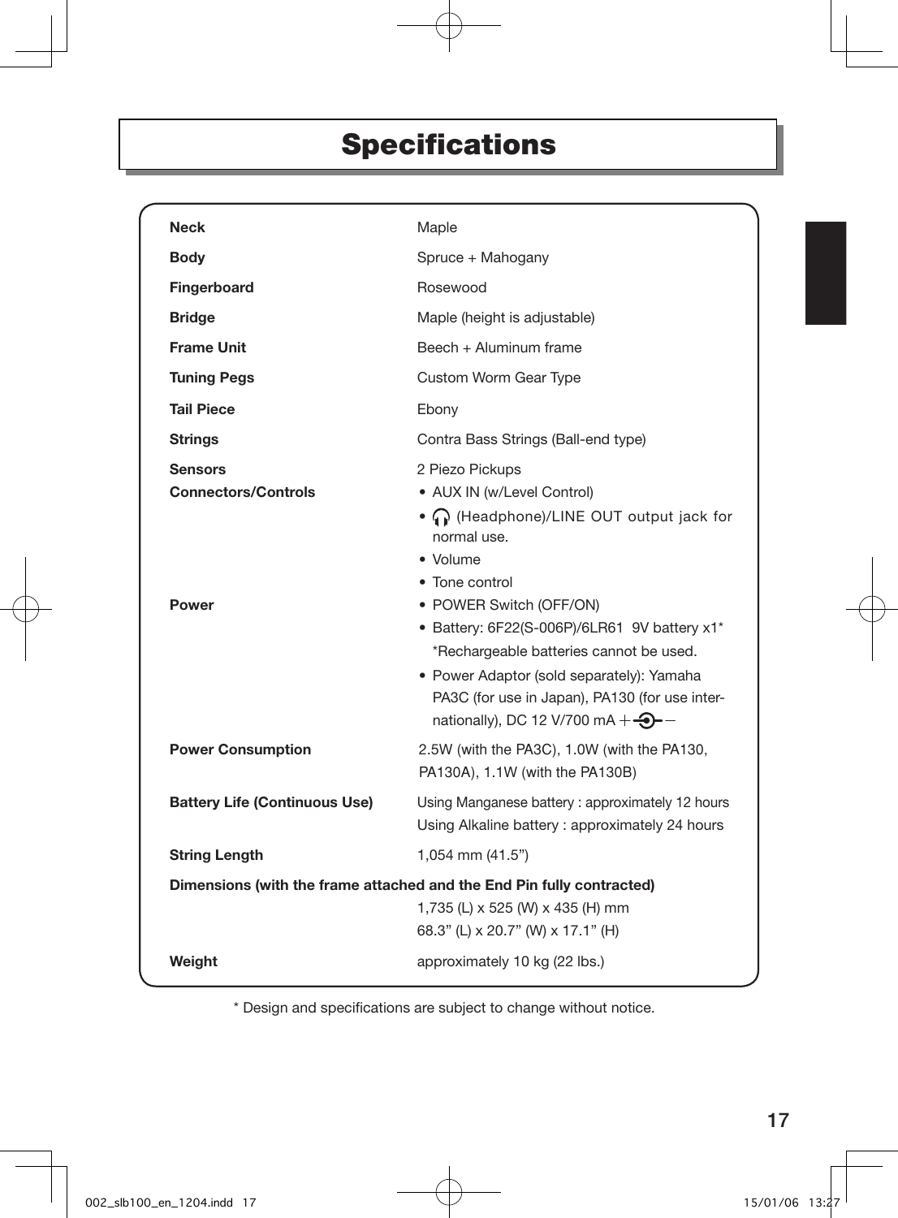# Specifications

| | |
|---|---|
| **Neck** | Maple |
| **Body** | Spruce + Mahogany |
| **Fingerboard** | Rosewood |
| **Bridge** | Maple (height is adjustable) |
| **Frame Unit** | Beech + Aluminum frame |
| **Tuning Pegs** | Custom Worm Gear Type |
| **Tail Piece** | Ebony |
| **Strings** | Contra Bass Strings (Ball-end type) |
| **Sensors** | 2 Piezo Pickups |
| **Connectors/Controls** | • AUX IN (w/Level Control)<br>• 🎧 (Headphone)/LINE OUT output jack for normal use.<br>• Volume<br>• Tone control |
| **Power** | • POWER Switch (OFF/ON)<br>• Battery: 6F22(S-006P)/6LR61 9V battery x1*<br>*Rechargeable batteries cannot be used.<br>• Power Adaptor (sold separately): Yamaha PA3C (for use in Japan), PA130 (for use internationally), DC 12 V/700 mA +-⊙-− |
| **Power Consumption** | 2.5W (with the PA3C), 1.0W (with the PA130, PA130A), 1.1W (with the PA130B) |
| **Battery Life (Continuous Use)** | Using Manganese battery : approximately 12 hours<br>Using Alkaline battery : approximately 24 hours |
| **String Length** | 1,054 mm (41.5”) |
| **Dimensions (with the frame attached and the End Pin fully contracted)** | 1,735 (L) x 525 (W) x 435 (H) mm<br>68.3” (L) x 20.7” (W) x 17.1” (H) |
| **Weight** | approximately 10 kg (22 lbs.) |

* Design and specifications are subject to change without notice.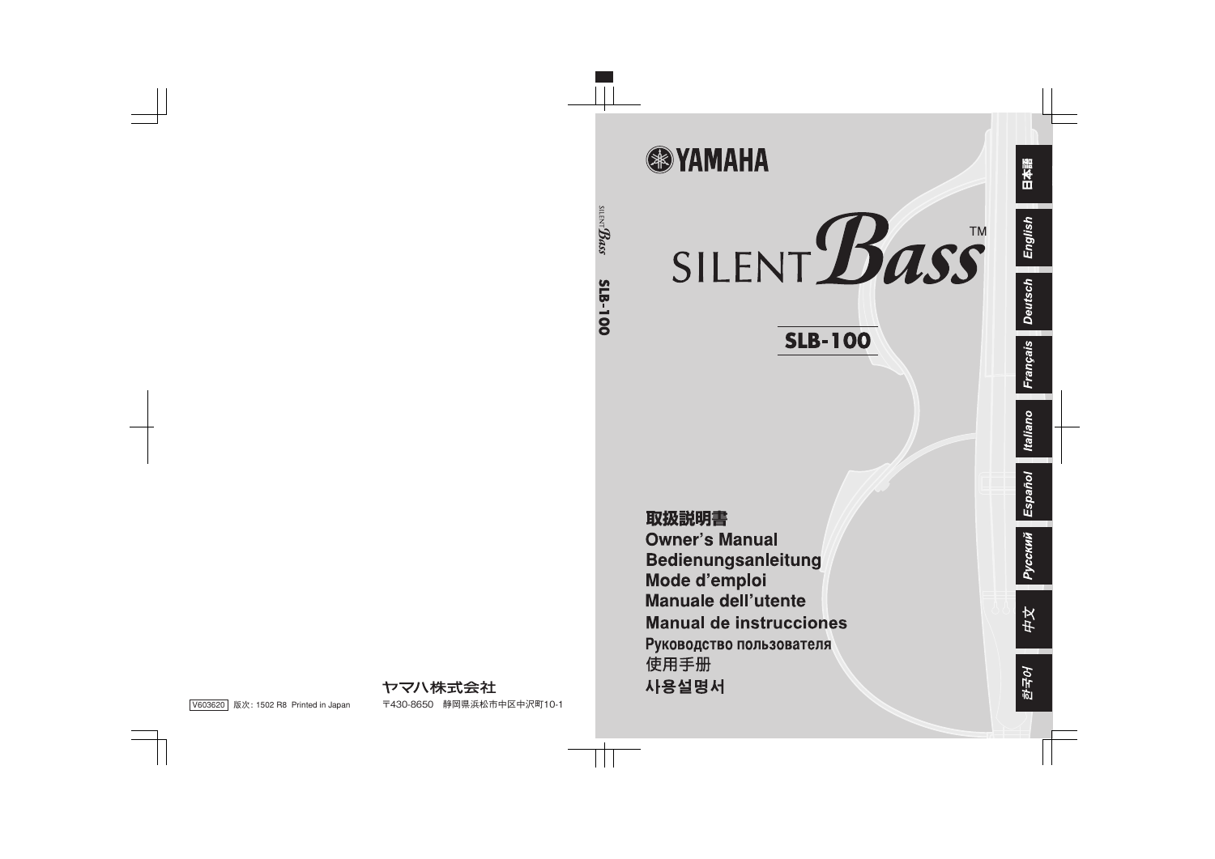YAMAHA

SILENT Bass™

SLB-100

取扱説明書
Owner's Manual
Bedienungsanleitung
Mode d'emploi
Manuale dell'utente
Manual de instrucciones
Руководство пользователя
使用手册
사용설명서

日本語 | English | Deutsch | Français | Italiano | Español | Русский | 中文 | 한국어

SILENT Bass SLB-100

ヤマハ株式会社
〒430-8650 静岡県浜松市中区中沢町10-1

V603620 版次：1502 R8 Printed in Japan